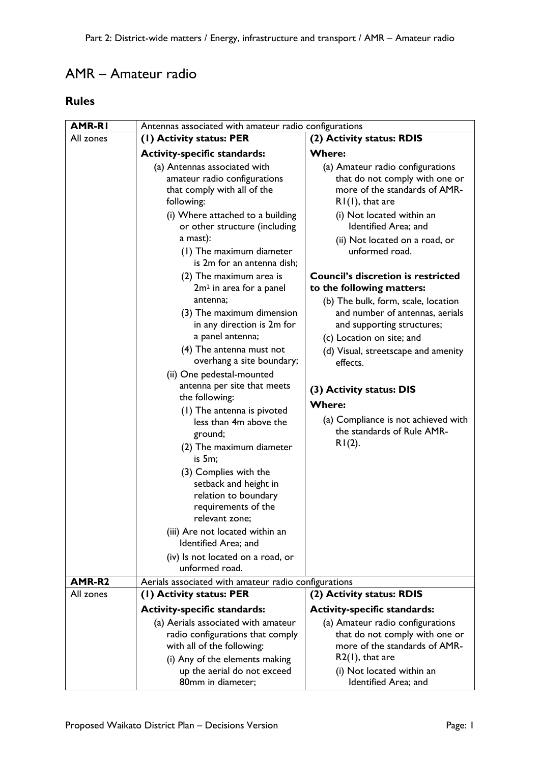# AMR – Amateur radio

## Rules

| AMR-R1 | Antennas associated with amateur radio configurations | |
|---|---|---|
| All zones | **(1) Activity status: PER**<br><br>**Activity-specific standards:**<br><br>(a) Antennas associated with amateur radio configurations that comply with all of the following:<br><br>(i) Where attached to a building or other structure (including a mast):<br><br>(1) The maximum diameter is 2m for an antenna dish;<br><br>(2) The maximum area is $2m^2$ in area for a panel antenna;<br><br>(3) The maximum dimension in any direction is 2m for a panel antenna;<br><br>(4) The antenna must not overhang a site boundary;<br><br>(ii) One pedestal-mounted antenna per site that meets the following:<br><br>(1) The antenna is pivoted less than 4m above the ground;<br><br>(2) The maximum diameter is 5m;<br><br>(3) Complies with the setback and height in relation to boundary requirements of the relevant zone;<br><br>(iii) Are not located within an Identified Area; and<br><br>(iv) Is not located on a road, or unformed road. | **(2) Activity status: RDIS**<br><br>**Where:**<br><br>(a) Amateur radio configurations that do not comply with one or more of the standards of AMR-R1(1), that are<br><br>(i) Not located within an Identified Area; and<br><br>(ii) Not located on a road, or unformed road.<br><br>**Council's discretion is restricted to the following matters:**<br><br>(b) The bulk, form, scale, location and number of antennas, aerials and supporting structures;<br><br>(c) Location on site; and<br><br>(d) Visual, streetscape and amenity effects.<br><br>**(3) Activity status: DIS**<br><br>**Where:**<br><br>(a) Compliance is not achieved with the standards of Rule AMR-R1(2). |
| **AMR-R2** | Aerials associated with amateur radio configurations | |
| All zones | **(1) Activity status: PER**<br><br>**Activity-specific standards:**<br><br>(a) Aerials associated with amateur radio configurations that comply with all of the following:<br><br>(i) Any of the elements making up the aerial do not exceed 80mm in diameter; | **(2) Activity status: RDIS**<br><br>**Activity-specific standards:**<br><br>(a) Amateur radio configurations that do not comply with one or more of the standards of AMR-R2(1), that are<br><br>(i) Not located within an Identified Area; and |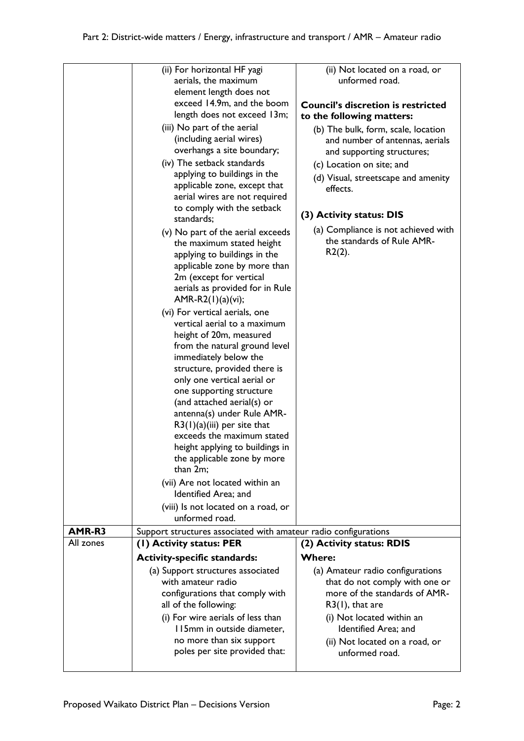| | | |
|---|---|---|
| | (ii) For horizontal HF yagi aerials, the maximum element length does not exceed 14.9m, and the boom length does not exceed 13m;<br>(iii) No part of the aerial (including aerial wires) overhangs a site boundary;<br>(iv) The setback standards applying to buildings in the applicable zone, except that aerial wires are not required to comply with the setback standards;<br>(v) No part of the aerial exceeds the maximum stated height applying to buildings in the applicable zone by more than 2m (except for vertical aerials as provided for in Rule AMR-R2(1)(a)(vi);<br>(vi) For vertical aerials, one vertical aerial to a maximum height of 20m, measured from the natural ground level immediately below the structure, provided there is only one vertical aerial or one supporting structure (and attached aerial(s) or antenna(s) under Rule AMR-R3(1)(a)(iii) per site that exceeds the maximum stated height applying to buildings in the applicable zone by more than 2m;<br>(vii) Are not located within an Identified Area; and<br>(viii) Is not located on a road, or unformed road. | (ii) Not located on a road, or unformed road.<br><br>**Council's discretion is restricted to the following matters:**<br>(b) The bulk, form, scale, location and number of antennas, aerials and supporting structures;<br>(c) Location on site; and<br>(d) Visual, streetscape and amenity effects.<br><br>**(3) Activity status: DIS**<br>(a) Compliance is not achieved with the standards of Rule AMR-R2(2). |
| **AMR-R3** | Support structures associated with amateur radio configurations | |
| All zones | **(1) Activity status: PER**<br>**Activity-specific standards:**<br>(a) Support structures associated with amateur radio configurations that comply with all of the following:<br>(i) For wire aerials of less than 115mm in outside diameter, no more than six support poles per site provided that: | **(2) Activity status: RDIS**<br>**Where:**<br>(a) Amateur radio configurations that do not comply with one or more of the standards of AMR-R3(1), that are<br>(i) Not located within an Identified Area; and<br>(ii) Not located on a road, or unformed road. |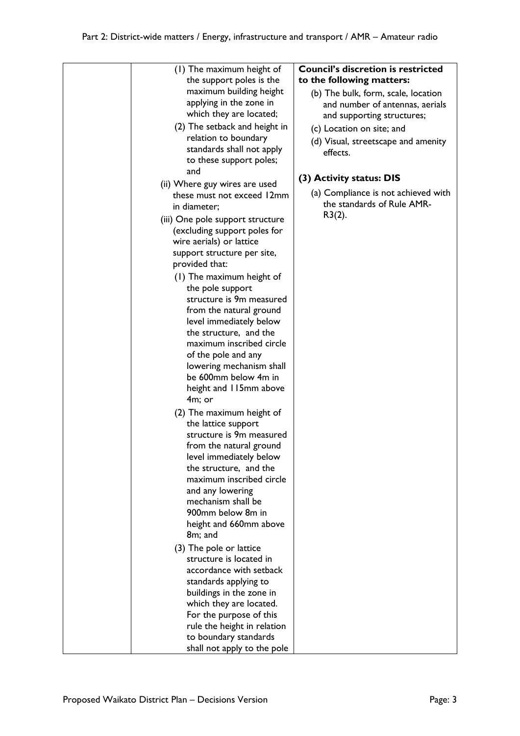| | | |
|---|---|---|
| | (1) The maximum height of the support poles is the maximum building height applying in the zone in which they are located;<br>(2) The setback and height in relation to boundary standards shall not apply to these support poles; and<br>(ii) Where guy wires are used these must not exceed 12mm in diameter;<br>(iii) One pole support structure (excluding support poles for wire aerials) or lattice support structure per site, provided that:<br>(1) The maximum height of the pole support structure is 9m measured from the natural ground level immediately below the structure, and the maximum inscribed circle of the pole and any lowering mechanism shall be 600mm below 4m in height and 115mm above 4m; or<br>(2) The maximum height of the lattice support structure is 9m measured from the natural ground level immediately below the structure, and the maximum inscribed circle and any lowering mechanism shall be 900mm below 8m in height and 660mm above 8m; and<br>(3) The pole or lattice structure is located in accordance with setback standards applying to buildings in the zone in which they are located. For the purpose of this rule the height in relation to boundary standards shall not apply to the pole | **Council's discretion is restricted to the following matters:**<br>(b) The bulk, form, scale, location and number of antennas, aerials and supporting structures;<br>(c) Location on site; and<br>(d) Visual, streetscape and amenity effects.<br><br>**(3) Activity status: DIS**<br>(a) Compliance is not achieved with the standards of Rule AMR-R3(2). |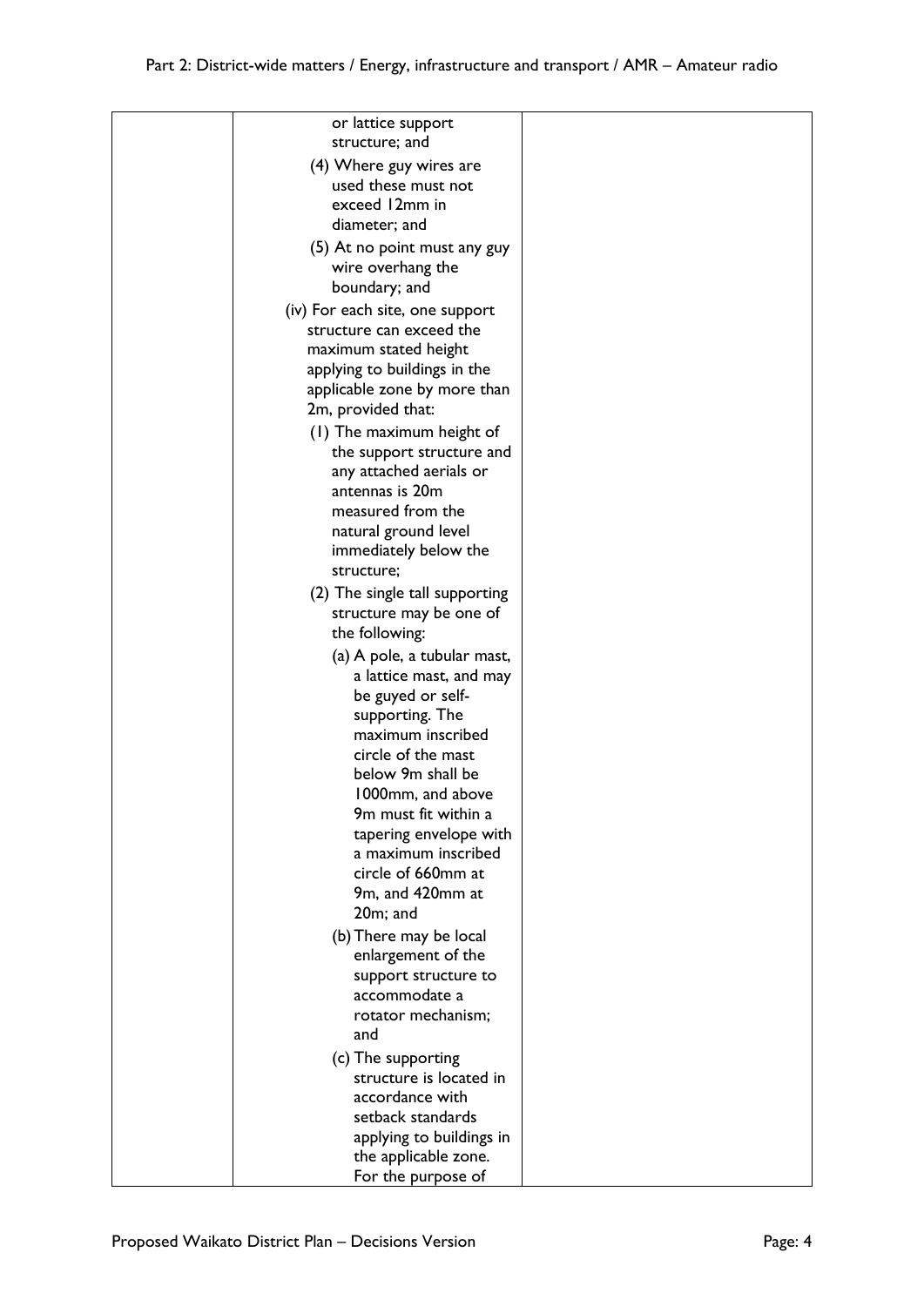| | | |
|---|---|---|
| | or lattice support structure; and<br>(4) Where guy wires are used these must not exceed 12mm in diameter; and<br>(5) At no point must any guy wire overhang the boundary; and<br>(iv) For each site, one support structure can exceed the maximum stated height applying to buildings in the applicable zone by more than 2m, provided that:<br>(1) The maximum height of the support structure and any attached aerials or antennas is 20m measured from the natural ground level immediately below the structure;<br>(2) The single tall supporting structure may be one of the following:<br>(a) A pole, a tubular mast, a lattice mast, and may be guyed or self-supporting. The maximum inscribed circle of the mast below 9m shall be 1000mm, and above 9m must fit within a tapering envelope with a maximum inscribed circle of 660mm at 9m, and 420mm at 20m; and<br>(b) There may be local enlargement of the support structure to accommodate a rotator mechanism; and<br>(c) The supporting structure is located in accordance with setback standards applying to buildings in the applicable zone. For the purpose of | |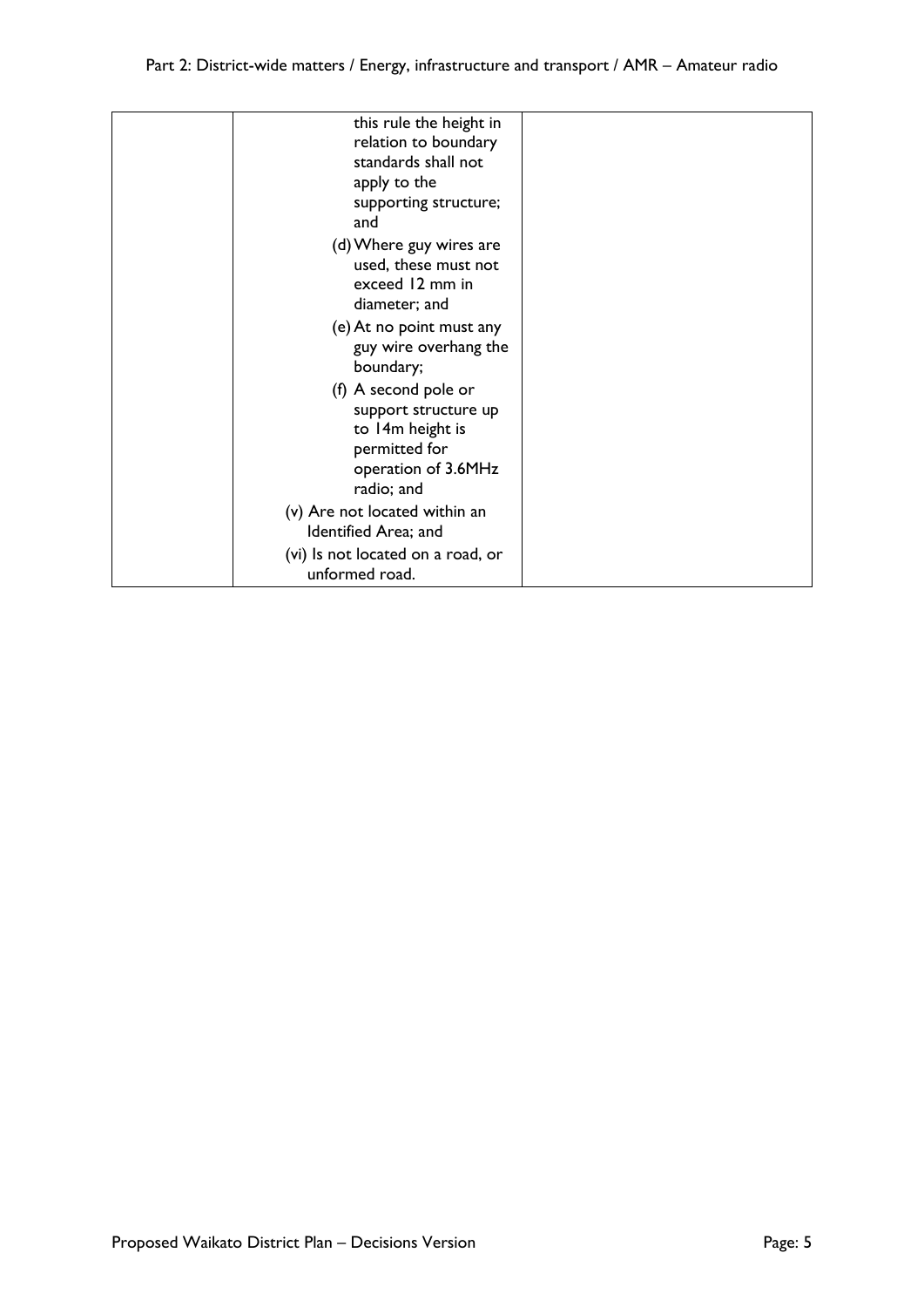| | | |
|---|---|---|
| | this rule the height in relation to boundary standards shall not apply to the supporting structure; and<br>(d) Where guy wires are used, these must not exceed 12 mm in diameter; and<br>(e) At no point must any guy wire overhang the boundary;<br>(f) A second pole or support structure up to 14m height is permitted for operation of 3.6MHz radio; and<br>(v) Are not located within an Identified Area; and<br>(vi) Is not located on a road, or unformed road. | |